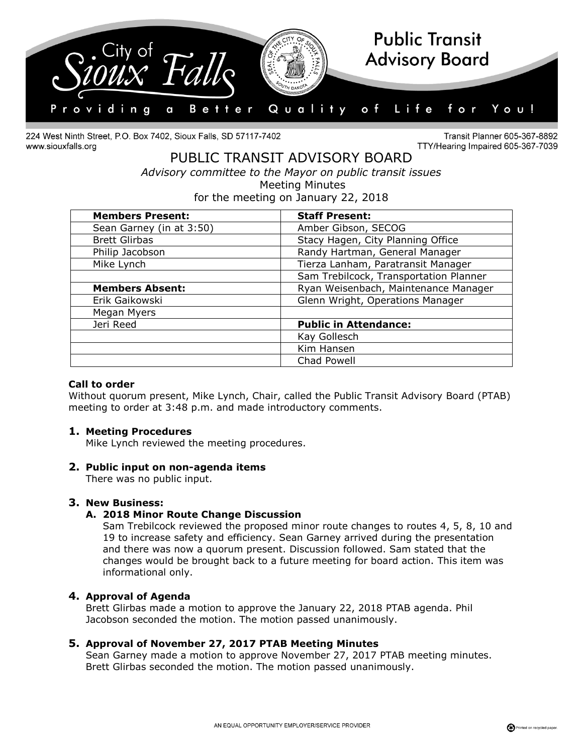City of Sioux Falls — Public Transit Advisory Board

Providing a Better Quality of Life for You!

224 West Ninth Street, P.O. Box 7402, Sioux Falls, SD 57117-7402
www.siouxfalls.org

Transit Planner 605-367-8892
TTY/Hearing Impaired 605-367-7039

# PUBLIC TRANSIT ADVISORY BOARD

*Advisory committee to the Mayor on public transit issues*

Meeting Minutes

for the meeting on January 22, 2018

| **Members Present:** | **Staff Present:** |
|---|---|
| Sean Garney (in at 3:50) | Amber Gibson, SECOG |
| Brett Glirbas | Stacy Hagen, City Planning Office |
| Philip Jacobson | Randy Hartman, General Manager |
| Mike Lynch | Tierza Lanham, Paratransit Manager |
| | Sam Trebilcock, Transportation Planner |
| **Members Absent:** | Ryan Weisenbach, Maintenance Manager |
| Erik Gaikowski | Glenn Wright, Operations Manager |
| Megan Myers | |
| Jeri Reed | **Public in Attendance:** |
| | Kay Gollesch |
| | Kim Hansen |
| | Chad Powell |

**Call to order**

Without quorum present, Mike Lynch, Chair, called the Public Transit Advisory Board (PTAB) meeting to order at 3:48 p.m. and made introductory comments.

1. **Meeting Procedures**

   Mike Lynch reviewed the meeting procedures.

2. **Public input on non-agenda items**

   There was no public input.

3. **New Business:**

   **A. 2018 Minor Route Change Discussion**

   Sam Trebilcock reviewed the proposed minor route changes to routes 4, 5, 8, 10 and 19 to increase safety and efficiency. Sean Garney arrived during the presentation and there was now a quorum present. Discussion followed. Sam stated that the changes would be brought back to a future meeting for board action. This item was informational only.

4. **Approval of Agenda**

   Brett Glirbas made a motion to approve the January 22, 2018 PTAB agenda. Phil Jacobson seconded the motion. The motion passed unanimously.

5. **Approval of November 27, 2017 PTAB Meeting Minutes**

   Sean Garney made a motion to approve November 27, 2017 PTAB meeting minutes. Brett Glirbas seconded the motion. The motion passed unanimously.

AN EQUAL OPPORTUNITY EMPLOYER/SERVICE PROVIDER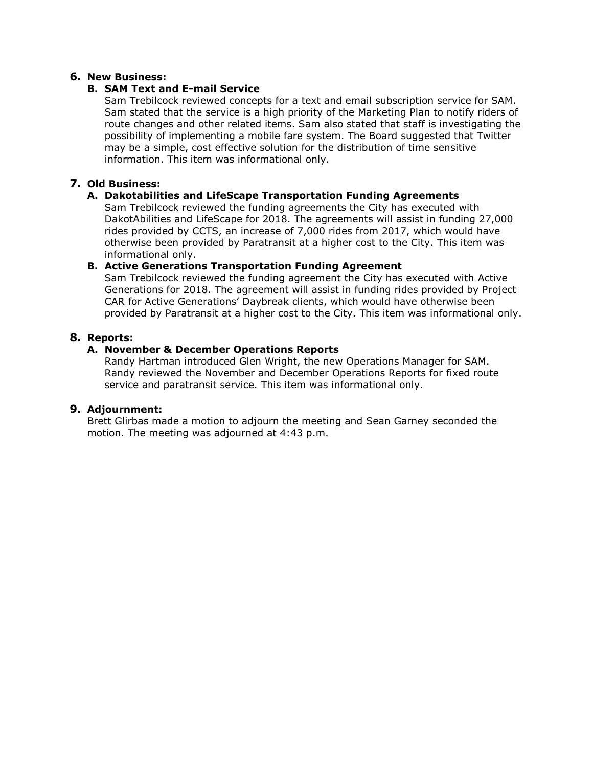6. **New Business:**

   **B. SAM Text and E-mail Service**

   Sam Trebilcock reviewed concepts for a text and email subscription service for SAM. Sam stated that the service is a high priority of the Marketing Plan to notify riders of route changes and other related items. Sam also stated that staff is investigating the possibility of implementing a mobile fare system. The Board suggested that Twitter may be a simple, cost effective solution for the distribution of time sensitive information. This item was informational only.

7. **Old Business:**

   **A. Dakotabilities and LifeScape Transportation Funding Agreements**

   Sam Trebilcock reviewed the funding agreements the City has executed with DakotAbilities and LifeScape for 2018. The agreements will assist in funding 27,000 rides provided by CCTS, an increase of 7,000 rides from 2017, which would have otherwise been provided by Paratransit at a higher cost to the City. This item was informational only.

   **B. Active Generations Transportation Funding Agreement**

   Sam Trebilcock reviewed the funding agreement the City has executed with Active Generations for 2018. The agreement will assist in funding rides provided by Project CAR for Active Generations' Daybreak clients, which would have otherwise been provided by Paratransit at a higher cost to the City. This item was informational only.

8. **Reports:**

   **A. November & December Operations Reports**

   Randy Hartman introduced Glen Wright, the new Operations Manager for SAM. Randy reviewed the November and December Operations Reports for fixed route service and paratransit service. This item was informational only.

9. **Adjournment:**

   Brett Glirbas made a motion to adjourn the meeting and Sean Garney seconded the motion. The meeting was adjourned at 4:43 p.m.